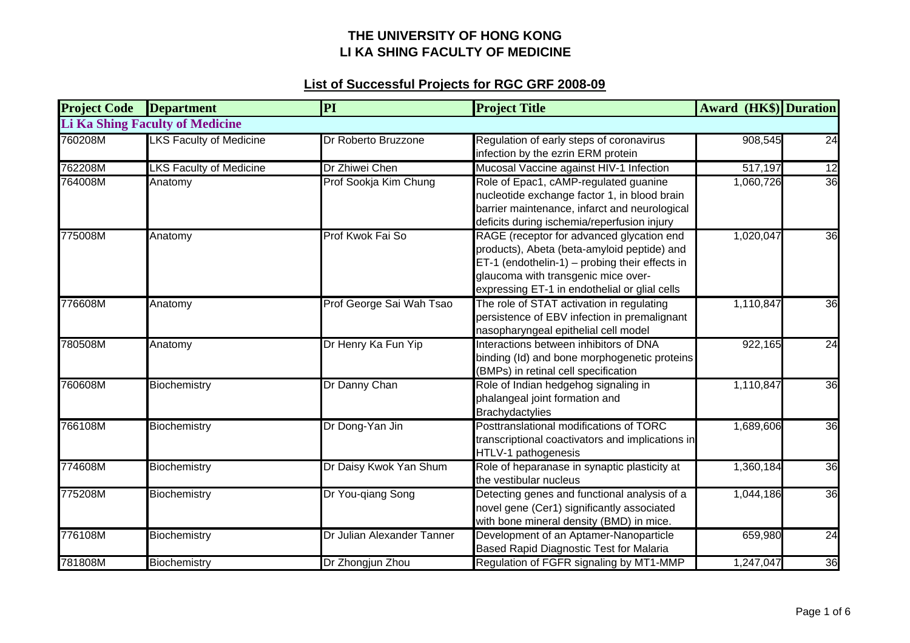# THE UNIVERSITY OF HONG KONG
# LI KA SHING FACULTY OF MEDICINE

## List of Successful Projects for RGC GRF 2008-09

| Project Code | Department | PI | Project Title | Award (HK$) | Duration |
|---|---|---|---|---|---|
| **Li Ka Shing Faculty of Medicine** | | | | | |
| 760208M | LKS Faculty of Medicine | Dr Roberto Bruzzone | Regulation of early steps of coronavirus infection by the ezrin ERM protein | 908,545 | 24 |
| 762208M | LKS Faculty of Medicine | Dr Zhiwei Chen | Mucosal Vaccine against HIV-1 Infection | 517,197 | 12 |
| 764008M | Anatomy | Prof Sookja Kim Chung | Role of Epac1, cAMP-regulated guanine nucleotide exchange factor 1, in blood brain barrier maintenance, infarct and neurological deficits during ischemia/reperfusion injury | 1,060,726 | 36 |
| 775008M | Anatomy | Prof Kwok Fai So | RAGE (receptor for advanced glycation end products), Abeta (beta-amyloid peptide) and ET-1 (endothelin-1) – probing their effects in glaucoma with transgenic mice over-expressing ET-1 in endothelial or glial cells | 1,020,047 | 36 |
| 776608M | Anatomy | Prof George Sai Wah Tsao | The role of STAT activation in regulating persistence of EBV infection in premalignant nasopharyngeal epithelial cell model | 1,110,847 | 36 |
| 780508M | Anatomy | Dr Henry Ka Fun Yip | Interactions between inhibitors of DNA binding (Id) and bone morphogenetic proteins (BMPs) in retinal cell specification | 922,165 | 24 |
| 760608M | Biochemistry | Dr Danny Chan | Role of Indian hedgehog signaling in phalangeal joint formation and Brachydactylies | 1,110,847 | 36 |
| 766108M | Biochemistry | Dr Dong-Yan Jin | Posttranslational modifications of TORC transcriptional coactivators and implications in HTLV-1 pathogenesis | 1,689,606 | 36 |
| 774608M | Biochemistry | Dr Daisy Kwok Yan Shum | Role of heparanase in synaptic plasticity at the vestibular nucleus | 1,360,184 | 36 |
| 775208M | Biochemistry | Dr You-qiang Song | Detecting genes and functional analysis of a novel gene (Cer1) significantly associated with bone mineral density (BMD) in mice. | 1,044,186 | 36 |
| 776108M | Biochemistry | Dr Julian Alexander Tanner | Development of an Aptamer-Nanoparticle Based Rapid Diagnostic Test for Malaria | 659,980 | 24 |
| 781808M | Biochemistry | Dr Zhongjun Zhou | Regulation of FGFR signaling by MT1-MMP | 1,247,047 | 36 |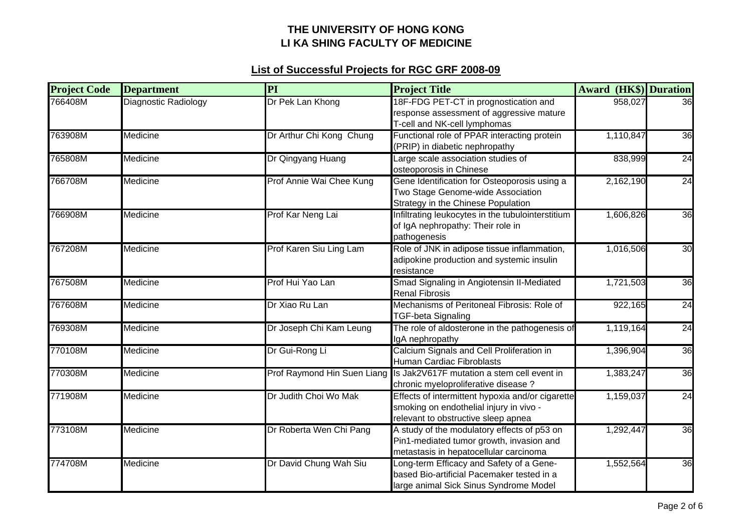# THE UNIVERSITY OF HONG KONG
# LI KA SHING FACULTY OF MEDICINE

## List of Successful Projects for RGC GRF 2008-09

| Project Code | Department | PI | Project Title | Award (HK$) | Duration |
|---|---|---|---|---|---|
| 766408M | Diagnostic Radiology | Dr Pek Lan Khong | 18F-FDG PET-CT in prognostication and response assessment of aggressive mature T-cell and NK-cell lymphomas | 958,027 | 36 |
| 763908M | Medicine | Dr Arthur Chi Kong Chung | Functional role of PPAR interacting protein (PRIP) in diabetic nephropathy | 1,110,847 | 36 |
| 765808M | Medicine | Dr Qingyang Huang | Large scale association studies of osteoporosis in Chinese | 838,999 | 24 |
| 766708M | Medicine | Prof Annie Wai Chee Kung | Gene Identification for Osteoporosis using a Two Stage Genome-wide Association Strategy in the Chinese Population | 2,162,190 | 24 |
| 766908M | Medicine | Prof Kar Neng Lai | Infiltrating leukocytes in the tubulointerstitium of IgA nephropathy: Their role in pathogenesis | 1,606,826 | 36 |
| 767208M | Medicine | Prof Karen Siu Ling Lam | Role of JNK in adipose tissue inflammation, adipokine production and systemic insulin resistance | 1,016,506 | 30 |
| 767508M | Medicine | Prof Hui Yao Lan | Smad Signaling in Angiotensin II-Mediated Renal Fibrosis | 1,721,503 | 36 |
| 767608M | Medicine | Dr Xiao Ru Lan | Mechanisms of Peritoneal Fibrosis: Role of TGF-beta Signaling | 922,165 | 24 |
| 769308M | Medicine | Dr Joseph Chi Kam Leung | The role of aldosterone in the pathogenesis of IgA nephropathy | 1,119,164 | 24 |
| 770108M | Medicine | Dr Gui-Rong Li | Calcium Signals and Cell Proliferation in Human Cardiac Fibroblasts | 1,396,904 | 36 |
| 770308M | Medicine | Prof Raymond Hin Suen Liang | Is Jak2V617F mutation a stem cell event in chronic myeloproliferative disease ? | 1,383,247 | 36 |
| 771908M | Medicine | Dr Judith Choi Wo Mak | Effects of intermittent hypoxia and/or cigarette smoking on endothelial injury in vivo - relevant to obstructive sleep apnea | 1,159,037 | 24 |
| 773108M | Medicine | Dr Roberta Wen Chi Pang | A study of the modulatory effects of p53 on Pin1-mediated tumor growth, invasion and metastasis in hepatocellular carcinoma | 1,292,447 | 36 |
| 774708M | Medicine | Dr David Chung Wah Siu | Long-term Efficacy and Safety of a Gene-based Bio-artificial Pacemaker tested in a large animal Sick Sinus Syndrome Model | 1,552,564 | 36 |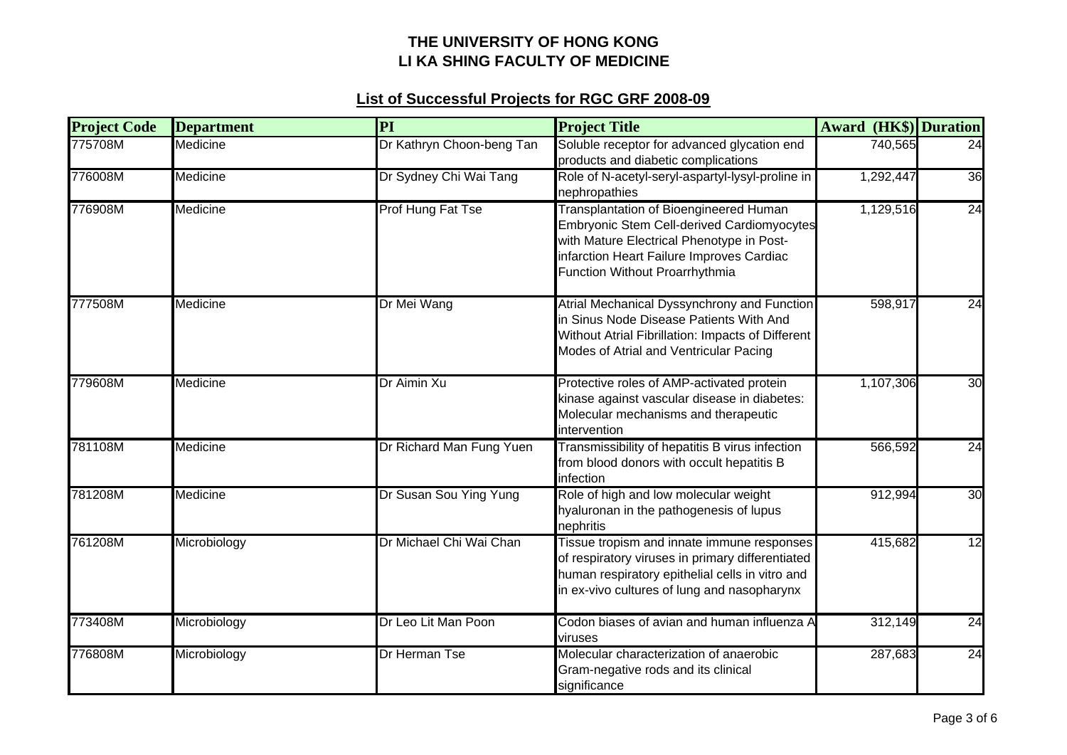# THE UNIVERSITY OF HONG KONG
# LI KA SHING FACULTY OF MEDICINE

## List of Successful Projects for RGC GRF 2008-09

| Project Code | Department | PI | Project Title | Award (HK$) | Duration |
|---|---|---|---|---|---|
| 775708M | Medicine | Dr Kathryn Choon-beng Tan | Soluble receptor for advanced glycation end products and diabetic complications | 740,565 | 24 |
| 776008M | Medicine | Dr Sydney Chi Wai Tang | Role of N-acetyl-seryl-aspartyl-lysyl-proline in nephropathies | 1,292,447 | 36 |
| 776908M | Medicine | Prof Hung Fat Tse | Transplantation of Bioengineered Human Embryonic Stem Cell-derived Cardiomyocytes with Mature Electrical Phenotype in Post-infarction Heart Failure Improves Cardiac Function Without Proarrhythmia | 1,129,516 | 24 |
| 777508M | Medicine | Dr Mei Wang | Atrial Mechanical Dyssynchrony and Function in Sinus Node Disease Patients With And Without Atrial Fibrillation: Impacts of Different Modes of Atrial and Ventricular Pacing | 598,917 | 24 |
| 779608M | Medicine | Dr Aimin Xu | Protective roles of AMP-activated protein kinase against vascular disease in diabetes: Molecular mechanisms and therapeutic intervention | 1,107,306 | 30 |
| 781108M | Medicine | Dr Richard Man Fung Yuen | Transmissibility of hepatitis B virus infection from blood donors with occult hepatitis B infection | 566,592 | 24 |
| 781208M | Medicine | Dr Susan Sou Ying Yung | Role of high and low molecular weight hyaluronan in the pathogenesis of lupus nephritis | 912,994 | 30 |
| 761208M | Microbiology | Dr Michael Chi Wai Chan | Tissue tropism and innate immune responses of respiratory viruses in primary differentiated human respiratory epithelial cells in vitro and in ex-vivo cultures of lung and nasopharynx | 415,682 | 12 |
| 773408M | Microbiology | Dr Leo Lit Man Poon | Codon biases of avian and human influenza A viruses | 312,149 | 24 |
| 776808M | Microbiology | Dr Herman Tse | Molecular characterization of anaerobic Gram-negative rods and its clinical significance | 287,683 | 24 |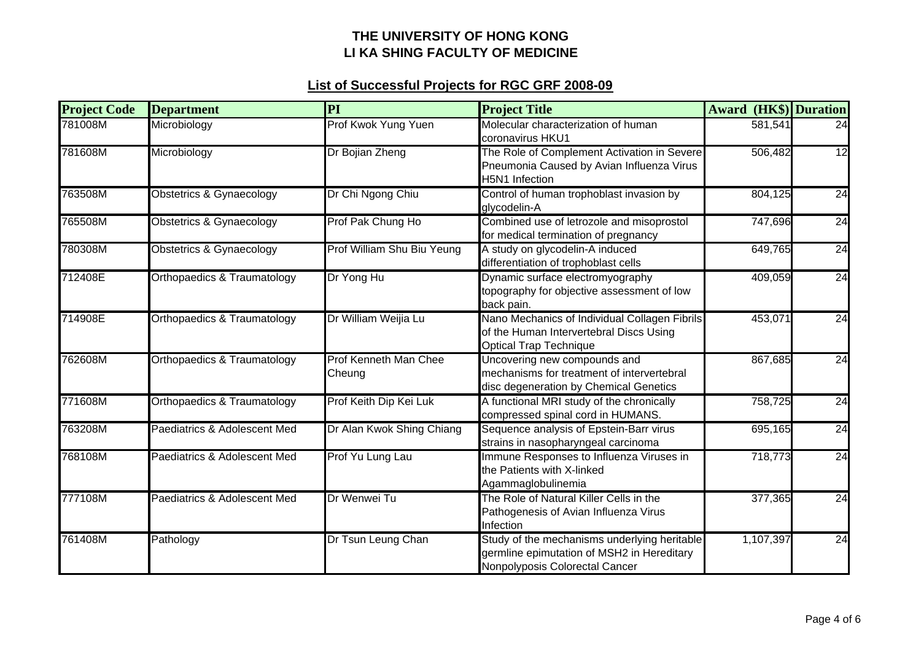# THE UNIVERSITY OF HONG KONG
# LI KA SHING FACULTY OF MEDICINE

## List of Successful Projects for RGC GRF 2008-09

| Project Code | Department | PI | Project Title | Award (HK$) | Duration |
|---|---|---|---|---|---|
| 781008M | Microbiology | Prof Kwok Yung Yuen | Molecular characterization of human coronavirus HKU1 | 581,541 | 24 |
| 781608M | Microbiology | Dr Bojian Zheng | The Role of Complement Activation in Severe Pneumonia Caused by Avian Influenza Virus H5N1 Infection | 506,482 | 12 |
| 763508M | Obstetrics & Gynaecology | Dr Chi Ngong Chiu | Control of human trophoblast invasion by glycodelin-A | 804,125 | 24 |
| 765508M | Obstetrics & Gynaecology | Prof Pak Chung Ho | Combined use of letrozole and misoprostol for medical termination of pregnancy | 747,696 | 24 |
| 780308M | Obstetrics & Gynaecology | Prof William Shu Biu Yeung | A study on glycodelin-A induced differentiation of trophoblast cells | 649,765 | 24 |
| 712408E | Orthopaedics & Traumatology | Dr Yong Hu | Dynamic surface electromyography topography for objective assessment of low back pain. | 409,059 | 24 |
| 714908E | Orthopaedics & Traumatology | Dr William Weijia Lu | Nano Mechanics of Individual Collagen Fibrils of the Human Intervertebral Discs Using Optical Trap Technique | 453,071 | 24 |
| 762608M | Orthopaedics & Traumatology | Prof Kenneth Man Chee Cheung | Uncovering new compounds and mechanisms for treatment of intervertebral disc degeneration by Chemical Genetics | 867,685 | 24 |
| 771608M | Orthopaedics & Traumatology | Prof Keith Dip Kei Luk | A functional MRI study of the chronically compressed spinal cord in HUMANS. | 758,725 | 24 |
| 763208M | Paediatrics & Adolescent Med | Dr Alan Kwok Shing Chiang | Sequence analysis of Epstein-Barr virus strains in nasopharyngeal carcinoma | 695,165 | 24 |
| 768108M | Paediatrics & Adolescent Med | Prof Yu Lung Lau | Immune Responses to Influenza Viruses in the Patients with X-linked Agammaglobulinemia | 718,773 | 24 |
| 777108M | Paediatrics & Adolescent Med | Dr Wenwei Tu | The Role of Natural Killer Cells in the Pathogenesis of Avian Influenza Virus Infection | 377,365 | 24 |
| 761408M | Pathology | Dr Tsun Leung Chan | Study of the mechanisms underlying heritable germline epimutation of MSH2 in Hereditary Nonpolyposis Colorectal Cancer | 1,107,397 | 24 |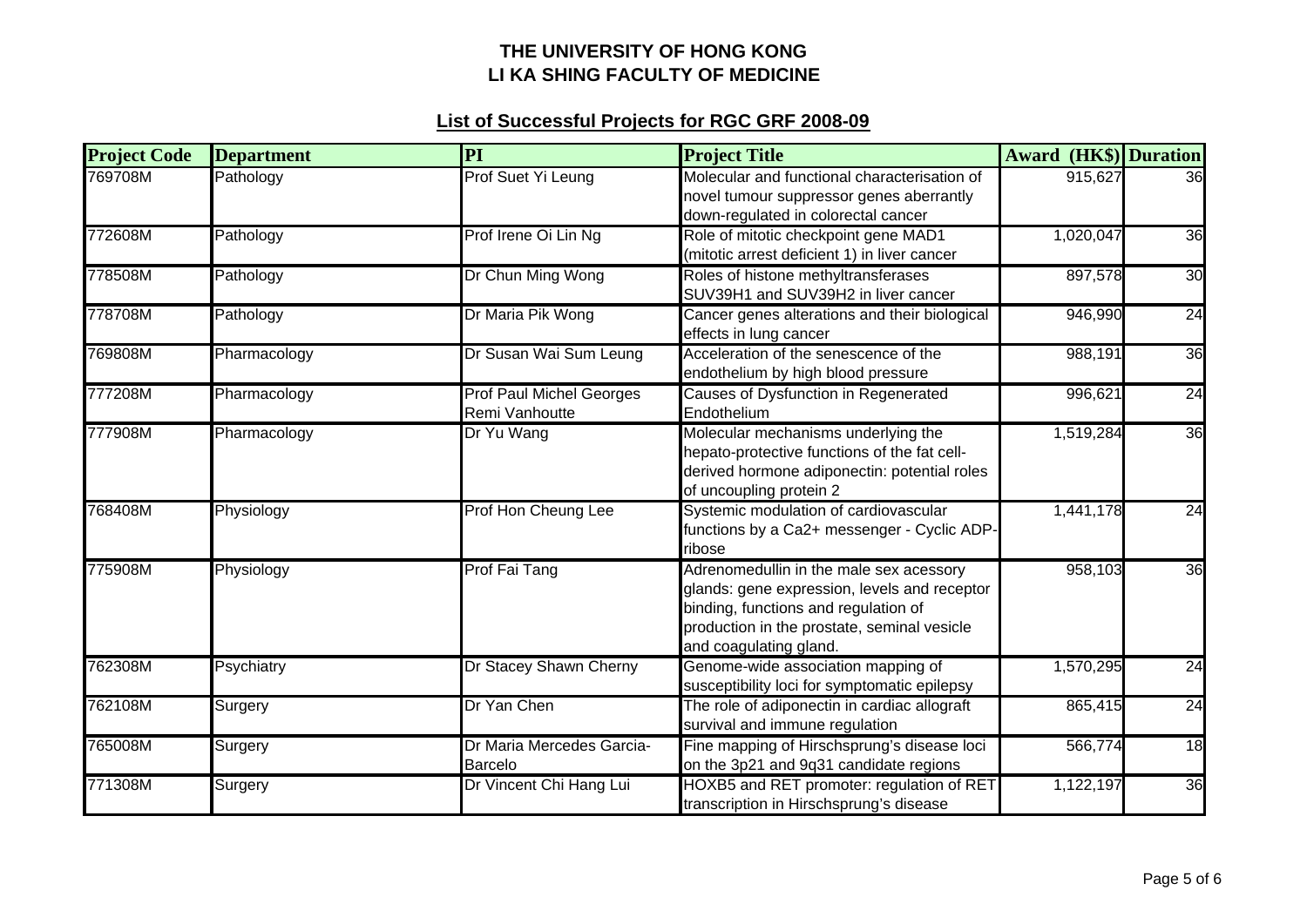**THE UNIVERSITY OF HONG KONG**
**LI KA SHING FACULTY OF MEDICINE**

## List of Successful Projects for RGC GRF 2008-09

| Project Code | Department | PI | Project Title | Award (HK$) | Duration |
|---|---|---|---|---|---|
| 769708M | Pathology | Prof Suet Yi Leung | Molecular and functional characterisation of novel tumour suppressor genes aberrantly down-regulated in colorectal cancer | 915,627 | 36 |
| 772608M | Pathology | Prof Irene Oi Lin Ng | Role of mitotic checkpoint gene MAD1 (mitotic arrest deficient 1) in liver cancer | 1,020,047 | 36 |
| 778508M | Pathology | Dr Chun Ming Wong | Roles of histone methyltransferases SUV39H1 and SUV39H2 in liver cancer | 897,578 | 30 |
| 778708M | Pathology | Dr Maria Pik Wong | Cancer genes alterations and their biological effects in lung cancer | 946,990 | 24 |
| 769808M | Pharmacology | Dr Susan Wai Sum Leung | Acceleration of the senescence of the endothelium by high blood pressure | 988,191 | 36 |
| 777208M | Pharmacology | Prof Paul Michel Georges Remi Vanhoutte | Causes of Dysfunction in Regenerated Endothelium | 996,621 | 24 |
| 777908M | Pharmacology | Dr Yu Wang | Molecular mechanisms underlying the hepato-protective functions of the fat cell-derived hormone adiponectin: potential roles of uncoupling protein 2 | 1,519,284 | 36 |
| 768408M | Physiology | Prof Hon Cheung Lee | Systemic modulation of cardiovascular functions by a Ca2+ messenger - Cyclic ADP-ribose | 1,441,178 | 24 |
| 775908M | Physiology | Prof Fai Tang | Adrenomedullin in the male sex acessory glands: gene expression, levels and receptor binding, functions and regulation of production in the prostate, seminal vesicle and coagulating gland. | 958,103 | 36 |
| 762308M | Psychiatry | Dr Stacey Shawn Cherny | Genome-wide association mapping of susceptibility loci for symptomatic epilepsy | 1,570,295 | 24 |
| 762108M | Surgery | Dr Yan Chen | The role of adiponectin in cardiac allograft survival and immune regulation | 865,415 | 24 |
| 765008M | Surgery | Dr Maria Mercedes Garcia-Barcelo | Fine mapping of Hirschsprung's disease loci on the 3p21 and 9q31 candidate regions | 566,774 | 18 |
| 771308M | Surgery | Dr Vincent Chi Hang Lui | HOXB5 and RET promoter: regulation of RET transcription in Hirschsprung's disease | 1,122,197 | 36 |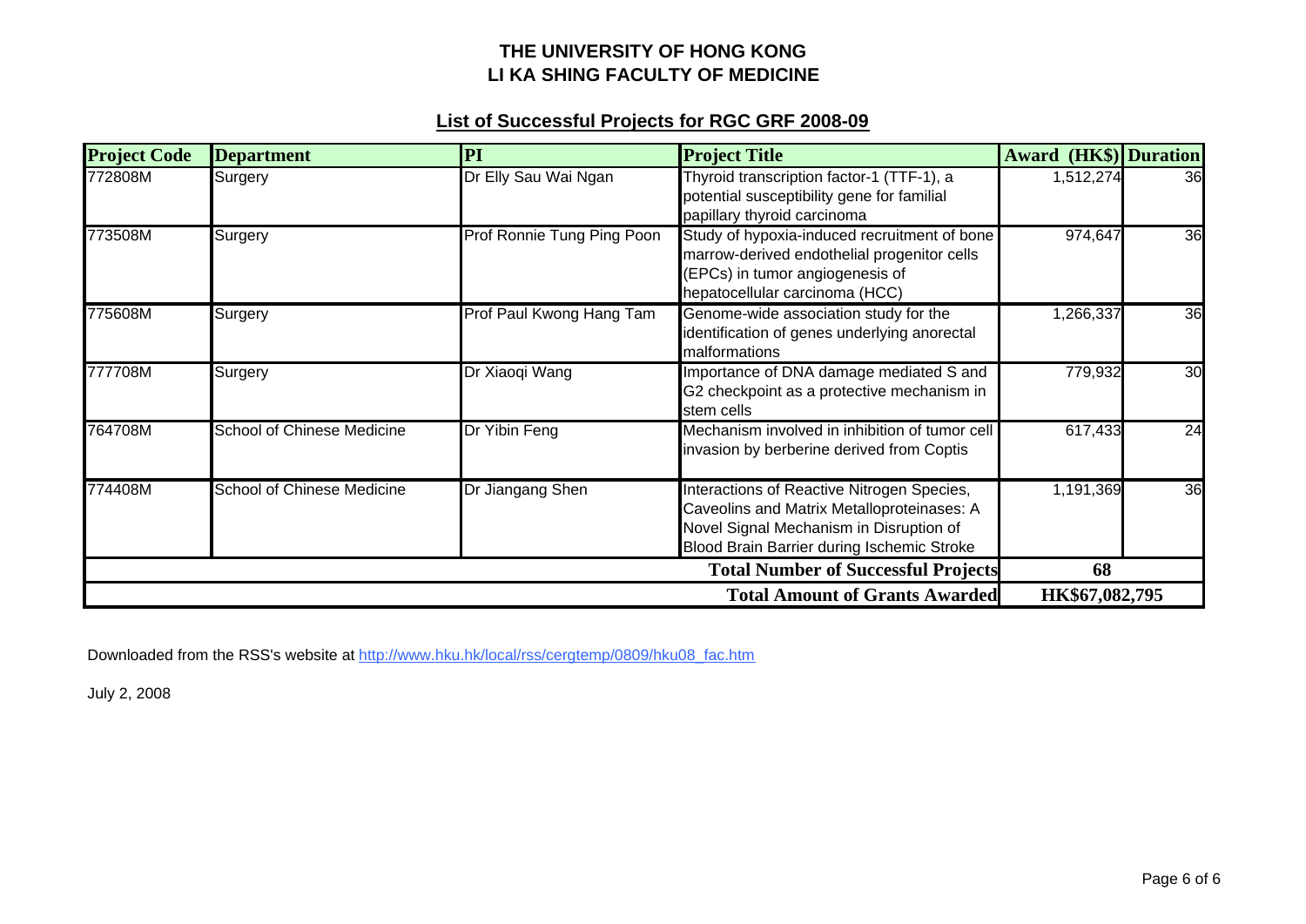# THE UNIVERSITY OF HONG KONG
# LI KA SHING FACULTY OF MEDICINE

## List of Successful Projects for RGC GRF 2008-09

| Project Code | Department | PI | Project Title | Award (HK$) | Duration |
|---|---|---|---|---|---|
| 772808M | Surgery | Dr Elly Sau Wai Ngan | Thyroid transcription factor-1 (TTF-1), a potential susceptibility gene for familial papillary thyroid carcinoma | 1,512,274 | 36 |
| 773508M | Surgery | Prof Ronnie Tung Ping Poon | Study of hypoxia-induced recruitment of bone marrow-derived endothelial progenitor cells (EPCs) in tumor angiogenesis of hepatocellular carcinoma (HCC) | 974,647 | 36 |
| 775608M | Surgery | Prof Paul Kwong Hang Tam | Genome-wide association study for the identification of genes underlying anorectal malformations | 1,266,337 | 36 |
| 777708M | Surgery | Dr Xiaoqi Wang | Importance of DNA damage mediated S and G2 checkpoint as a protective mechanism in stem cells | 779,932 | 30 |
| 764708M | School of Chinese Medicine | Dr Yibin Feng | Mechanism involved in inhibition of tumor cell invasion by berberine derived from Coptis | 617,433 | 24 |
| 774408M | School of Chinese Medicine | Dr Jiangang Shen | Interactions of Reactive Nitrogen Species, Caveolins and Matrix Metalloproteinases: A Novel Signal Mechanism in Disruption of Blood Brain Barrier during Ischemic Stroke | 1,191,369 | 36 |
| | | | **Total Number of Successful Projects** | **68** | |
| | | | **Total Amount of Grants Awarded** | **HK$67,082,795** | |

Downloaded from the RSS's website at http://www.hku.hk/local/rss/cergtemp/0809/hku08_fac.htm

July 2, 2008